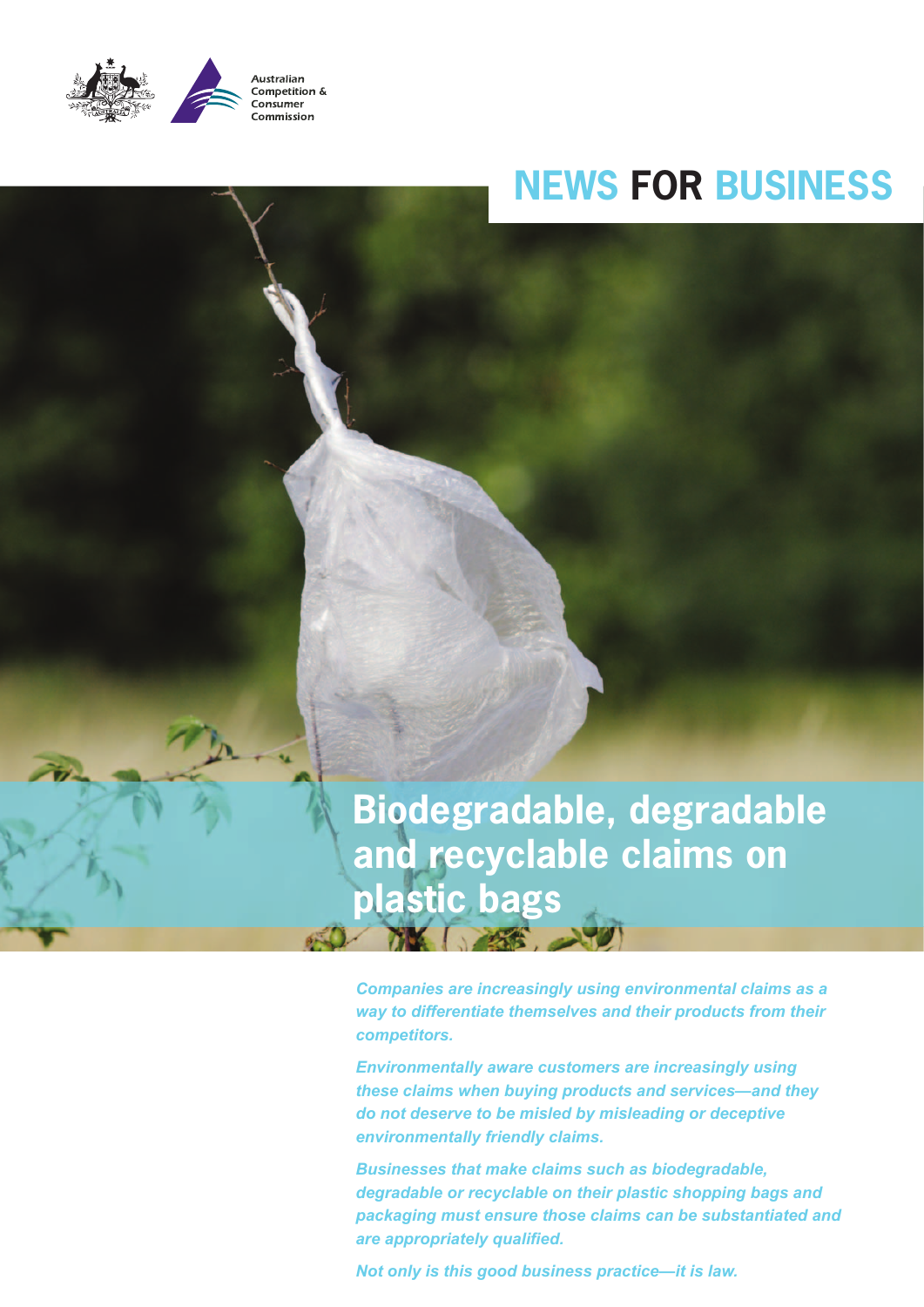Australian Competition & Consumer Commission

NEWS FOR BUSINESS

# Biodegradable, degradable and recyclable claims on plastic bags

***Companies are increasingly using environmental claims as a way to differentiate themselves and their products from their competitors.***

***Environmentally aware customers are increasingly using these claims when buying products and services—and they do not deserve to be misled by misleading or deceptive environmentally friendly claims.***

***Businesses that make claims such as biodegradable, degradable or recyclable on their plastic shopping bags and packaging must ensure those claims can be substantiated and are appropriately qualified.***

***Not only is this good business practice—it is law.***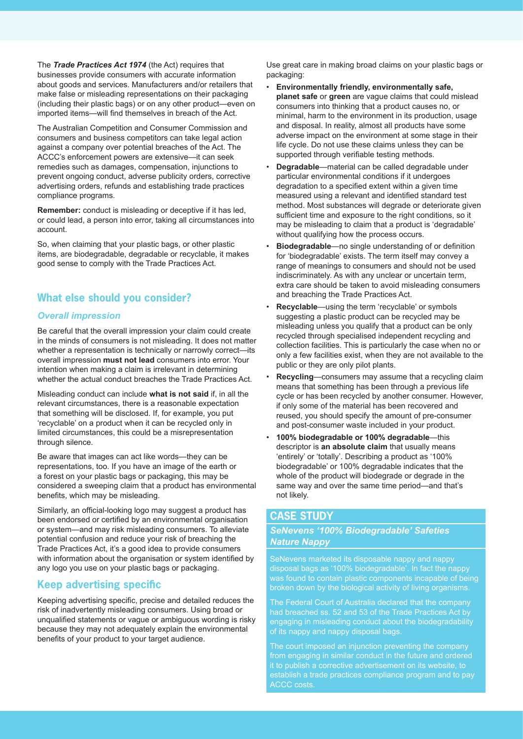The ***Trade Practices Act 1974*** (the Act) requires that businesses provide consumers with accurate information about goods and services. Manufacturers and/or retailers that make false or misleading representations on their packaging (including their plastic bags) or on any other product—even on imported items—will find themselves in breach of the Act.

The Australian Competition and Consumer Commission and consumers and business competitors can take legal action against a company over potential breaches of the Act. The ACCC's enforcement powers are extensive—it can seek remedies such as damages, compensation, injunctions to prevent ongoing conduct, adverse publicity orders, corrective advertising orders, refunds and establishing trade practices compliance programs.

**Remember:** conduct is misleading or deceptive if it has led, or could lead, a person into error, taking all circumstances into account.

So, when claiming that your plastic bags, or other plastic items, are biodegradable, degradable or recyclable, it makes good sense to comply with the Trade Practices Act.

## What else should you consider?

### *Overall impression*

Be careful that the overall impression your claim could create in the minds of consumers is not misleading. It does not matter whether a representation is technically or narrowly correct—its overall impression **must not lead** consumers into error. Your intention when making a claim is irrelevant in determining whether the actual conduct breaches the Trade Practices Act.

Misleading conduct can include **what is not said** if, in all the relevant circumstances, there is a reasonable expectation that something will be disclosed. If, for example, you put 'recyclable' on a product when it can be recycled only in limited circumstances, this could be a misrepresentation through silence.

Be aware that images can act like words—they can be representations, too. If you have an image of the earth or a forest on your plastic bags or packaging, this may be considered a sweeping claim that a product has environmental benefits, which may be misleading.

Similarly, an official-looking logo may suggest a product has been endorsed or certified by an environmental organisation or system—and may risk misleading consumers. To alleviate potential confusion and reduce your risk of breaching the Trade Practices Act, it's a good idea to provide consumers with information about the organisation or system identified by any logo you use on your plastic bags or packaging.

## Keep advertising specific

Keeping advertising specific, precise and detailed reduces the risk of inadvertently misleading consumers. Using broad or unqualified statements or vague or ambiguous wording is risky because they may not adequately explain the environmental benefits of your product to your target audience.

Use great care in making broad claims on your plastic bags or packaging:

- **Environmentally friendly, environmentally safe, planet safe** or **green** are vague claims that could mislead consumers into thinking that a product causes no, or minimal, harm to the environment in its production, usage and disposal. In reality, almost all products have some adverse impact on the environment at some stage in their life cycle. Do not use these claims unless they can be supported through verifiable testing methods.
- **Degradable**—material can be called degradable under particular environmental conditions if it undergoes degradation to a specified extent within a given time measured using a relevant and identified standard test method. Most substances will degrade or deteriorate given sufficient time and exposure to the right conditions, so it may be misleading to claim that a product is 'degradable' without qualifying how the process occurs.
- **Biodegradable**—no single understanding of or definition for 'biodegradable' exists. The term itself may convey a range of meanings to consumers and should not be used indiscriminately. As with any unclear or uncertain term, extra care should be taken to avoid misleading consumers and breaching the Trade Practices Act.
- **Recyclable**—using the term 'recyclable' or symbols suggesting a plastic product can be recycled may be misleading unless you qualify that a product can be only recycled through specialised independent recycling and collection facilities. This is particularly the case when no or only a few facilities exist, when they are not available to the public or they are only pilot plants.
- **Recycling**—consumers may assume that a recycling claim means that something has been through a previous life cycle or has been recycled by another consumer. However, if only some of the material has been recovered and reused, you should specify the amount of pre-consumer and post-consumer waste included in your product.
- **100% biodegradable or 100% degradable**—this descriptor is **an absolute claim** that usually means 'entirely' or 'totally'. Describing a product as '100% biodegradable' or 100% degradable indicates that the whole of the product will biodegrade or degrade in the same way and over the same time period—and that's not likely.

## CASE STUDY

### *SeNevens '100% Biodegradable' Safeties Nature Nappy*

SeNevens marketed its disposable nappy and nappy disposal bags as '100% biodegradable'. In fact the nappy was found to contain plastic components incapable of being broken down by the biological activity of living organisms.

The Federal Court of Australia declared that the company had breached ss. 52 and 53 of the Trade Practices Act by engaging in misleading conduct about the biodegradability of its nappy and nappy disposal bags.

The court imposed an injunction preventing the company from engaging in similar conduct in the future and ordered it to publish a corrective advertisement on its website, to establish a trade practices compliance program and to pay ACCC costs.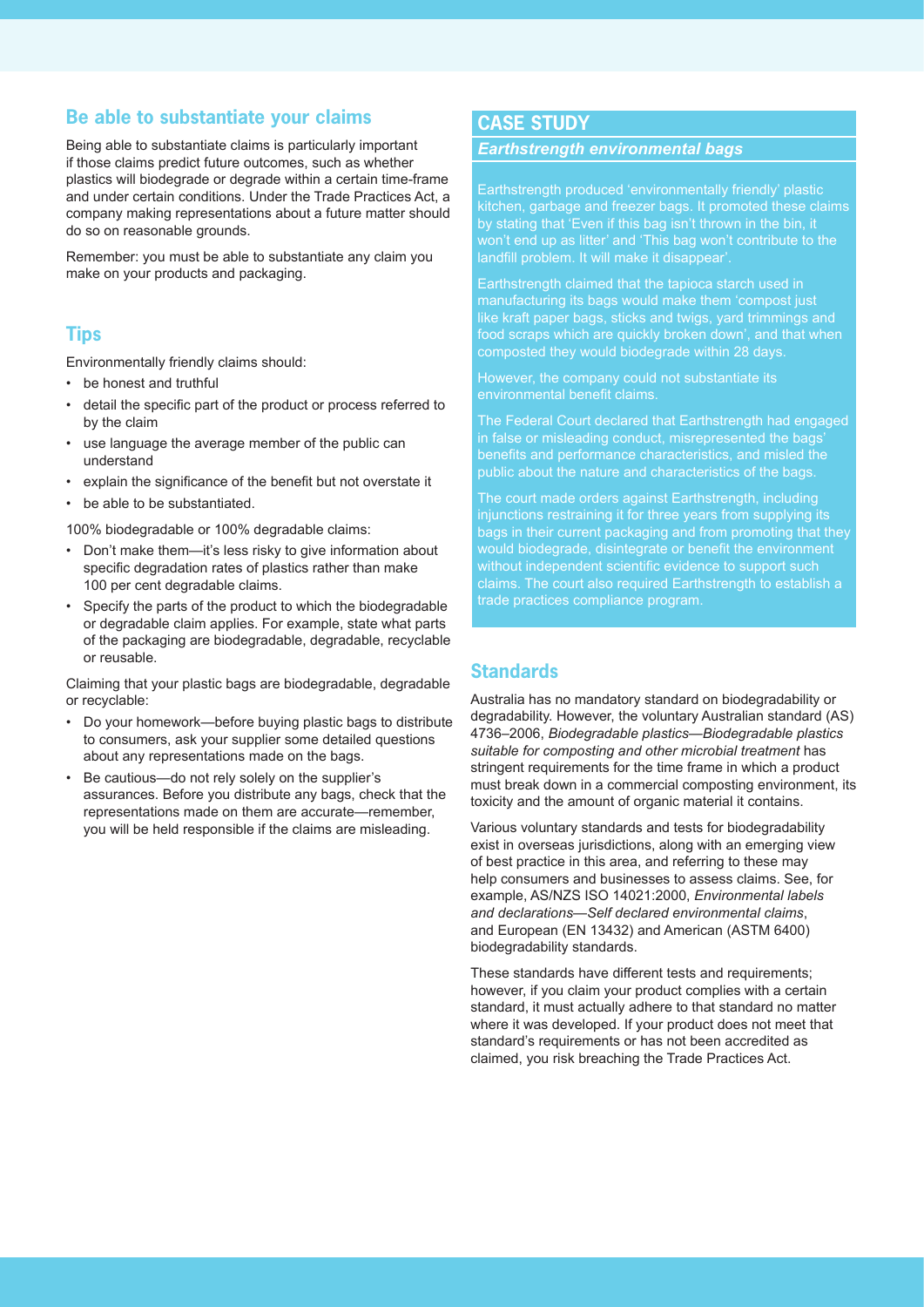## Be able to substantiate your claims

Being able to substantiate claims is particularly important if those claims predict future outcomes, such as whether plastics will biodegrade or degrade within a certain time-frame and under certain conditions. Under the Trade Practices Act, a company making representations about a future matter should do so on reasonable grounds.

Remember: you must be able to substantiate any claim you make on your products and packaging.

## Tips

Environmentally friendly claims should:

- be honest and truthful
- detail the specific part of the product or process referred to by the claim
- use language the average member of the public can understand
- explain the significance of the benefit but not overstate it
- be able to be substantiated.

100% biodegradable or 100% degradable claims:

- Don't make them—it's less risky to give information about specific degradation rates of plastics rather than make 100 per cent degradable claims.
- Specify the parts of the product to which the biodegradable or degradable claim applies. For example, state what parts of the packaging are biodegradable, degradable, recyclable or reusable.

Claiming that your plastic bags are biodegradable, degradable or recyclable:

- Do your homework—before buying plastic bags to distribute to consumers, ask your supplier some detailed questions about any representations made on the bags.
- Be cautious—do not rely solely on the supplier's assurances. Before you distribute any bags, check that the representations made on them are accurate—remember, you will be held responsible if the claims are misleading.

## CASE STUDY

### *Earthstrength environmental bags*

Earthstrength produced 'environmentally friendly' plastic kitchen, garbage and freezer bags. It promoted these claims by stating that 'Even if this bag isn't thrown in the bin, it won't end up as litter' and 'This bag won't contribute to the landfill problem. It will make it disappear'.

Earthstrength claimed that the tapioca starch used in manufacturing its bags would make them 'compost just like kraft paper bags, sticks and twigs, yard trimmings and food scraps which are quickly broken down', and that when composted they would biodegrade within 28 days.

However, the company could not substantiate its environmental benefit claims.

The Federal Court declared that Earthstrength had engaged in false or misleading conduct, misrepresented the bags' benefits and performance characteristics, and misled the public about the nature and characteristics of the bags.

The court made orders against Earthstrength, including injunctions restraining it for three years from supplying its bags in their current packaging and from promoting that they would biodegrade, disintegrate or benefit the environment without independent scientific evidence to support such claims. The court also required Earthstrength to establish a trade practices compliance program.

## Standards

Australia has no mandatory standard on biodegradability or degradability. However, the voluntary Australian standard (AS) 4736–2006, *Biodegradable plastics—Biodegradable plastics suitable for composting and other microbial treatment* has stringent requirements for the time frame in which a product must break down in a commercial composting environment, its toxicity and the amount of organic material it contains.

Various voluntary standards and tests for biodegradability exist in overseas jurisdictions, along with an emerging view of best practice in this area, and referring to these may help consumers and businesses to assess claims. See, for example, AS/NZS ISO 14021:2000, *Environmental labels and declarations—Self declared environmental claims*, and European (EN 13432) and American (ASTM 6400) biodegradability standards.

These standards have different tests and requirements; however, if you claim your product complies with a certain standard, it must actually adhere to that standard no matter where it was developed. If your product does not meet that standard's requirements or has not been accredited as claimed, you risk breaching the Trade Practices Act.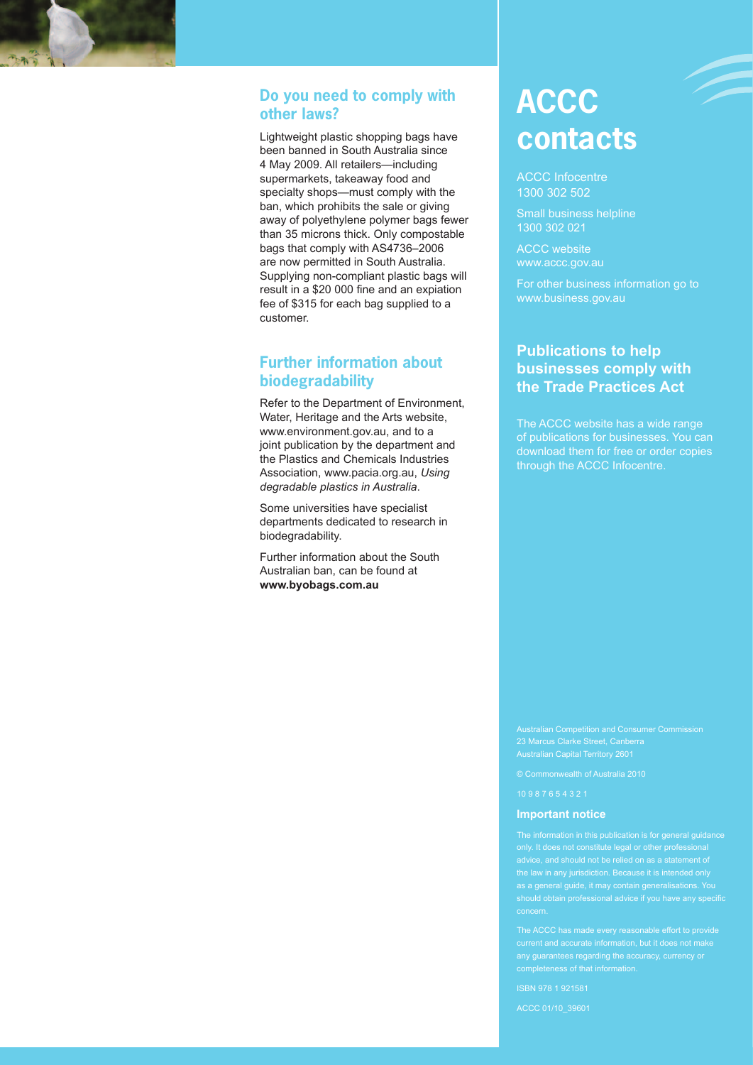## Do you need to comply with other laws?

Lightweight plastic shopping bags have been banned in South Australia since 4 May 2009. All retailers—including supermarkets, takeaway food and specialty shops—must comply with the ban, which prohibits the sale or giving away of polyethylene polymer bags fewer than 35 microns thick. Only compostable bags that comply with AS4736–2006 are now permitted in South Australia. Supplying non-compliant plastic bags will result in a $20 000 fine and an expiation fee of $315 for each bag supplied to a customer.

## Further information about biodegradability

Refer to the Department of Environment, Water, Heritage and the Arts website, www.environment.gov.au, and to a joint publication by the department and the Plastics and Chemicals Industries Association, www.pacia.org.au, *Using degradable plastics in Australia*.

Some universities have specialist departments dedicated to research in biodegradability.

Further information about the South Australian ban, can be found at **www.byobags.com.au**

# ACCC contacts

ACCC Infocentre
1300 302 502

Small business helpline
1300 302 021

ACCC website
www.accc.gov.au

For other business information go to
www.business.gov.au

## Publications to help businesses comply with the Trade Practices Act

The ACCC website has a wide range of publications for businesses. You can download them for free or order copies through the ACCC Infocentre.

Australian Competition and Consumer Commission
23 Marcus Clarke Street, Canberra
Australian Capital Territory 2601

© Commonwealth of Australia 2010

10 9 8 7 6 5 4 3 2 1

### Important notice

The information in this publication is for general guidance only. It does not constitute legal or other professional advice, and should not be relied on as a statement of the law in any jurisdiction. Because it is intended only as a general guide, it may contain generalisations. You should obtain professional advice if you have any specific concern.

The ACCC has made every reasonable effort to provide current and accurate information, but it does not make any guarantees regarding the accuracy, currency or completeness of that information.

ISBN 978 1 921581

ACCC 01/10_39601